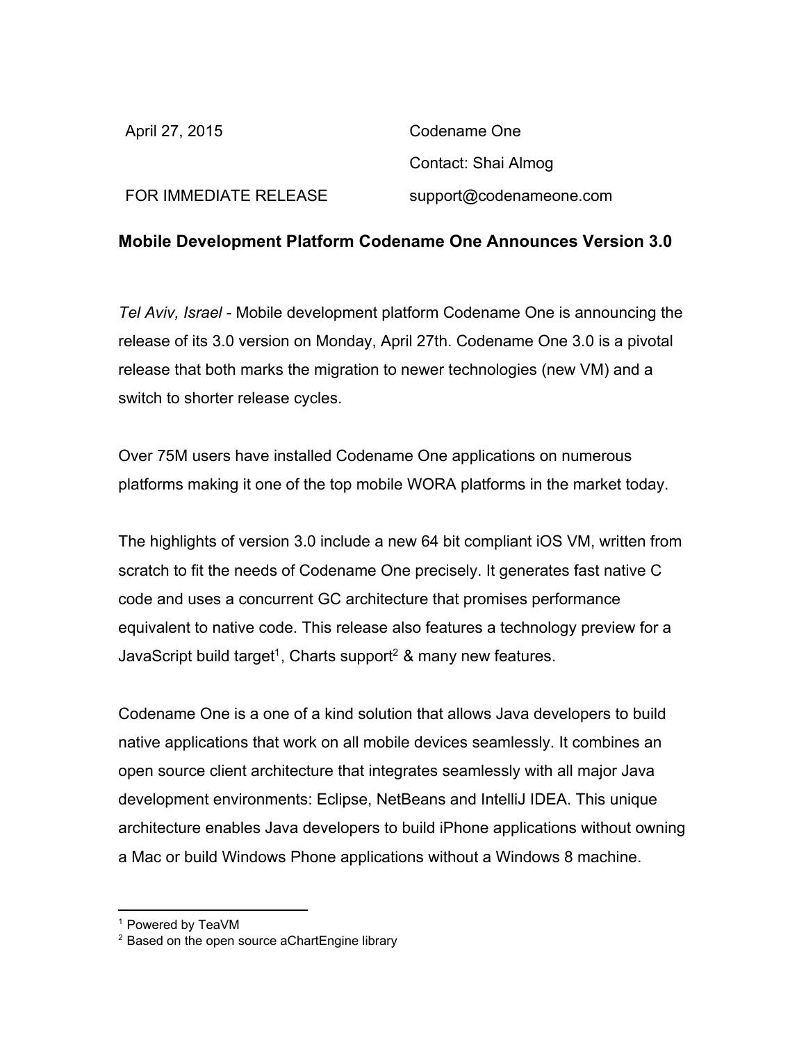April 27, 2015

Codename One

Contact: Shai Almog

FOR IMMEDIATE RELEASE

support@codenameone.com

**Mobile Development Platform Codename One Announces Version 3.0**

*Tel Aviv, Israel* - Mobile development platform Codename One is announcing the release of its 3.0 version on Monday, April 27th. Codename One 3.0 is a pivotal release that both marks the migration to newer technologies (new VM) and a switch to shorter release cycles.

Over 75M users have installed Codename One applications on numerous platforms making it one of the top mobile WORA platforms in the market today.

The highlights of version 3.0 include a new 64 bit compliant iOS VM, written from scratch to fit the needs of Codename One precisely. It generates fast native C code and uses a concurrent GC architecture that promises performance equivalent to native code. This release also features a technology preview for a JavaScript build target[1], Charts support[2] & many new features.

Codename One is a one of a kind solution that allows Java developers to build native applications that work on all mobile devices seamlessly. It combines an open source client architecture that integrates seamlessly with all major Java development environments: Eclipse, NetBeans and IntelliJ IDEA. This unique architecture enables Java developers to build iPhone applications without owning a Mac or build Windows Phone applications without a Windows 8 machine.

---

[1] Powered by TeaVM

[2] Based on the open source aChartEngine library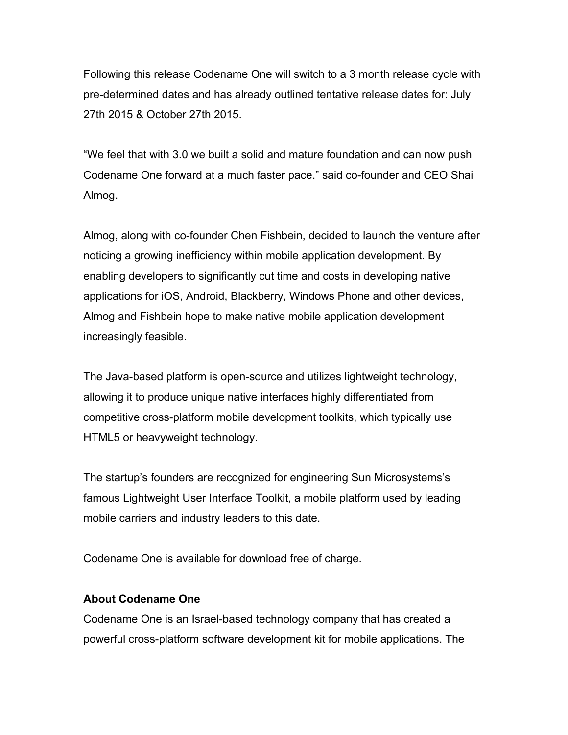Following this release Codename One will switch to a 3 month release cycle with pre-determined dates and has already outlined tentative release dates for: July 27th 2015 & October 27th 2015.

“We feel that with 3.0 we built a solid and mature foundation and can now push Codename One forward at a much faster pace.” said co-founder and CEO Shai Almog.

Almog, along with co-founder Chen Fishbein, decided to launch the venture after noticing a growing inefficiency within mobile application development. By enabling developers to significantly cut time and costs in developing native applications for iOS, Android, Blackberry, Windows Phone and other devices, Almog and Fishbein hope to make native mobile application development increasingly feasible.

The Java-based platform is open-source and utilizes lightweight technology, allowing it to produce unique native interfaces highly differentiated from competitive cross-platform mobile development toolkits, which typically use HTML5 or heavyweight technology.

The startup’s founders are recognized for engineering Sun Microsystems’s famous Lightweight User Interface Toolkit, a mobile platform used by leading mobile carriers and industry leaders to this date.

Codename One is available for download free of charge.

**About Codename One**

Codename One is an Israel-based technology company that has created a powerful cross-platform software development kit for mobile applications. The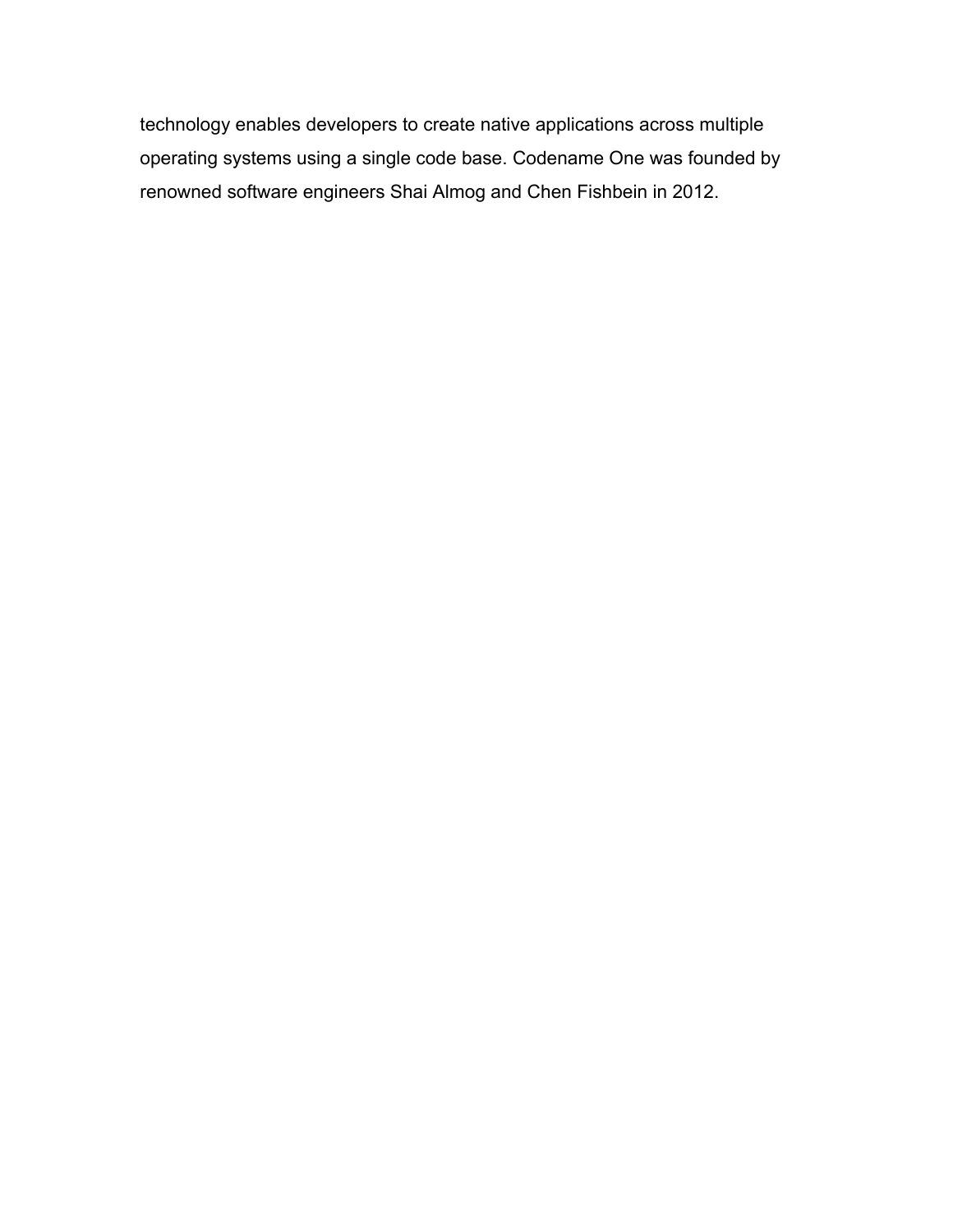technology enables developers to create native applications across multiple operating systems using a single code base. Codename One was founded by renowned software engineers Shai Almog and Chen Fishbein in 2012.